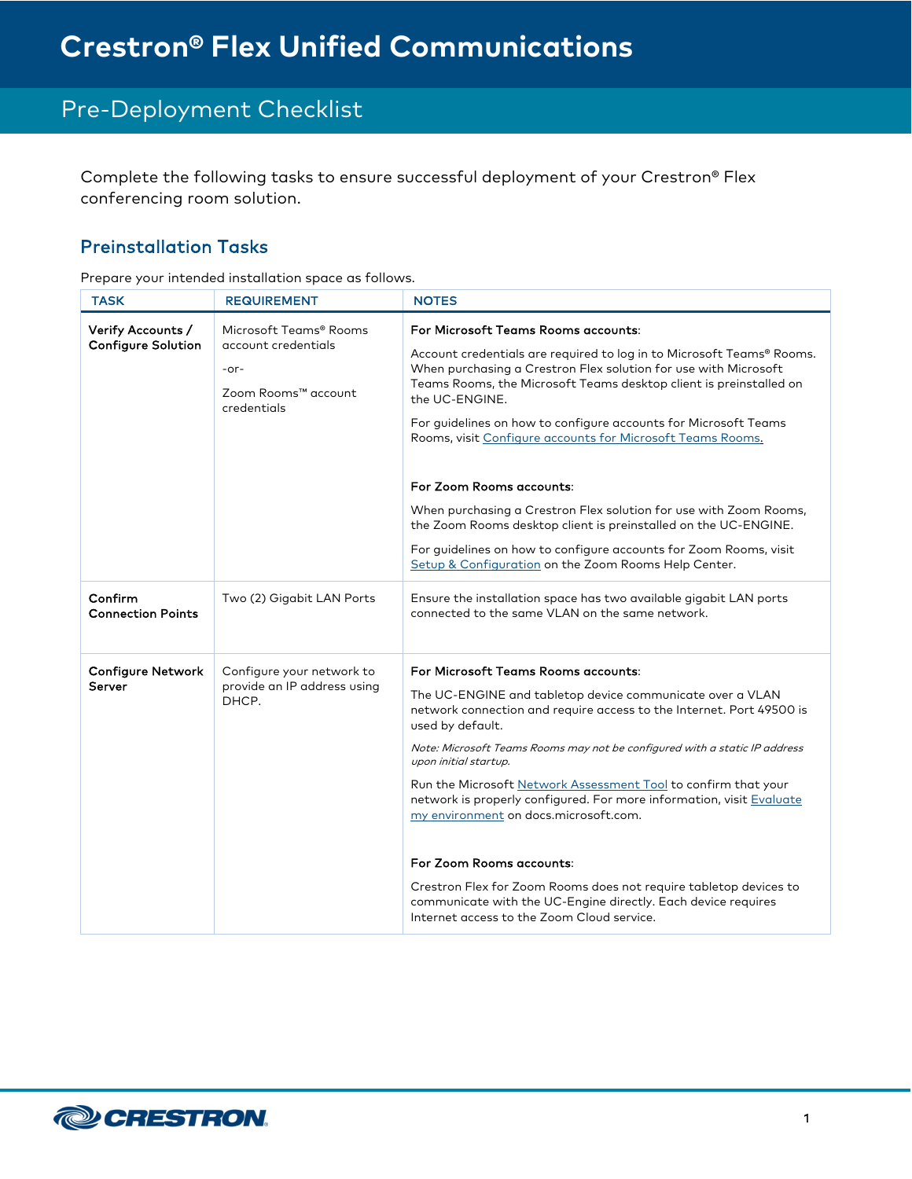# Crestron® Flex Unified Communications

## Pre-Deployment Checklist

Complete the following tasks to ensure successful deployment of your Crestron® Flex conferencing room solution.

### Preinstallation Tasks

Prepare your intended installation space as follows.

| TASK | REQUIREMENT | NOTES |
|---|---|---|
| **Verify Accounts / Configure Solution** | Microsoft Teams® Rooms account credentials<br><br>-or-<br><br>Zoom Rooms™ account credentials | **For Microsoft Teams Rooms accounts**:<br><br>Account credentials are required to log in to Microsoft Teams® Rooms. When purchasing a Crestron Flex solution for use with Microsoft Teams Rooms, the Microsoft Teams desktop client is preinstalled on the UC-ENGINE.<br><br>For guidelines on how to configure accounts for Microsoft Teams Rooms, visit Configure accounts for Microsoft Teams Rooms.<br><br>**For Zoom Rooms accounts**:<br><br>When purchasing a Crestron Flex solution for use with Zoom Rooms, the Zoom Rooms desktop client is preinstalled on the UC-ENGINE.<br><br>For guidelines on how to configure accounts for Zoom Rooms, visit Setup & Configuration on the Zoom Rooms Help Center. |
| **Confirm Connection Points** | Two (2) Gigabit LAN Ports | Ensure the installation space has two available gigabit LAN ports connected to the same VLAN on the same network. |
| **Configure Network Server** | Configure your network to provide an IP address using DHCP. | **For Microsoft Teams Rooms accounts**:<br><br>The UC-ENGINE and tabletop device communicate over a VLAN network connection and require access to the Internet. Port 49500 is used by default.<br><br>*Note: Microsoft Teams Rooms may not be configured with a static IP address upon initial startup.*<br><br>Run the Microsoft Network Assessment Tool to confirm that your network is properly configured. For more information, visit Evaluate my environment on docs.microsoft.com.<br><br>**For Zoom Rooms accounts**:<br><br>Crestron Flex for Zoom Rooms does not require tabletop devices to communicate with the UC-Engine directly. Each device requires Internet access to the Zoom Cloud service. |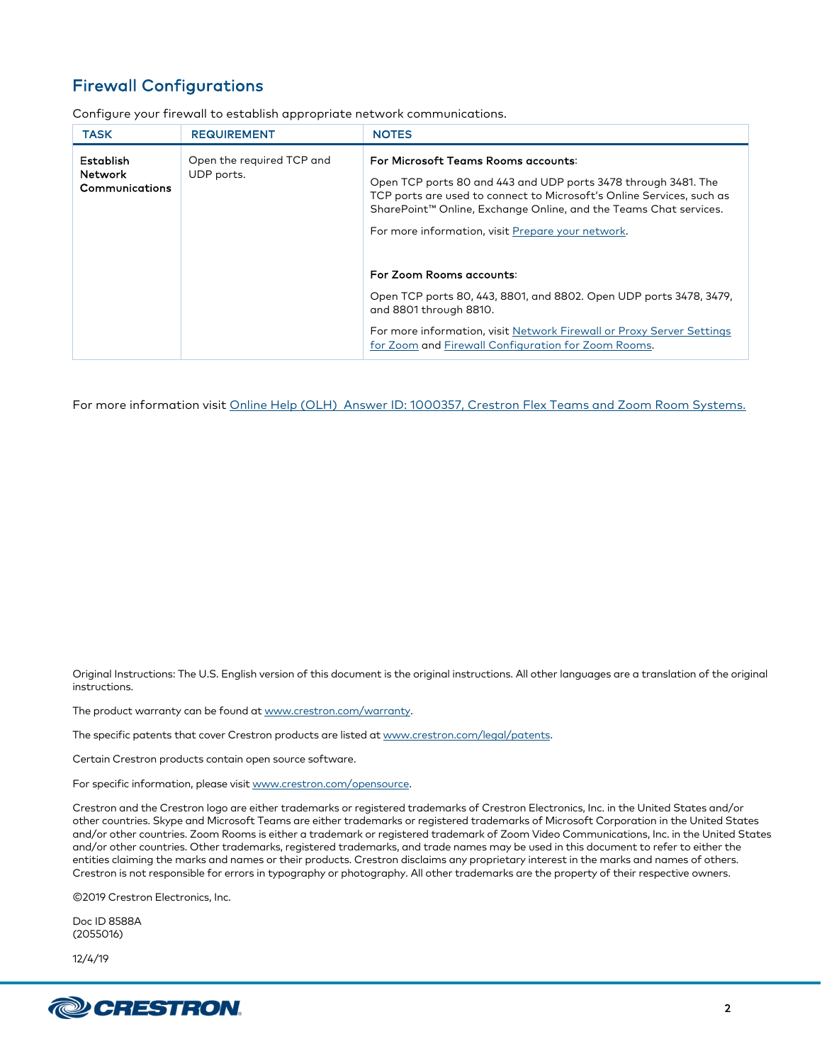## Firewall Configurations

Configure your firewall to establish appropriate network communications.

| TASK | REQUIREMENT | NOTES |
| --- | --- | --- |
| **Establish Network Communications** | Open the required TCP and UDP ports. | **For Microsoft Teams Rooms accounts**:<br><br>Open TCP ports 80 and 443 and UDP ports 3478 through 3481. The TCP ports are used to connect to Microsoft's Online Services, such as SharePoint™ Online, Exchange Online, and the Teams Chat services.<br><br>For more information, visit Prepare your network.<br><br>**For Zoom Rooms accounts**:<br><br>Open TCP ports 80, 443, 8801, and 8802. Open UDP ports 3478, 3479, and 8801 through 8810.<br><br>For more information, visit Network Firewall or Proxy Server Settings for Zoom and Firewall Configuration for Zoom Rooms. |

For more information visit Online Help (OLH)  Answer ID: 1000357, Crestron Flex Teams and Zoom Room Systems.

Original Instructions: The U.S. English version of this document is the original instructions. All other languages are a translation of the original instructions.

The product warranty can be found at www.crestron.com/warranty.

The specific patents that cover Crestron products are listed at www.crestron.com/legal/patents.

Certain Crestron products contain open source software.

For specific information, please visit www.crestron.com/opensource.

Crestron and the Crestron logo are either trademarks or registered trademarks of Crestron Electronics, Inc. in the United States and/or other countries. Skype and Microsoft Teams are either trademarks or registered trademarks of Microsoft Corporation in the United States and/or other countries. Zoom Rooms is either a trademark or registered trademark of Zoom Video Communications, Inc. in the United States and/or other countries. Other trademarks, registered trademarks, and trade names may be used in this document to refer to either the entities claiming the marks and names or their products. Crestron disclaims any proprietary interest in the marks and names of others. Crestron is not responsible for errors in typography or photography. All other trademarks are the property of their respective owners.

©2019 Crestron Electronics, Inc.

Doc ID 8588A
(2055016)

12/4/19